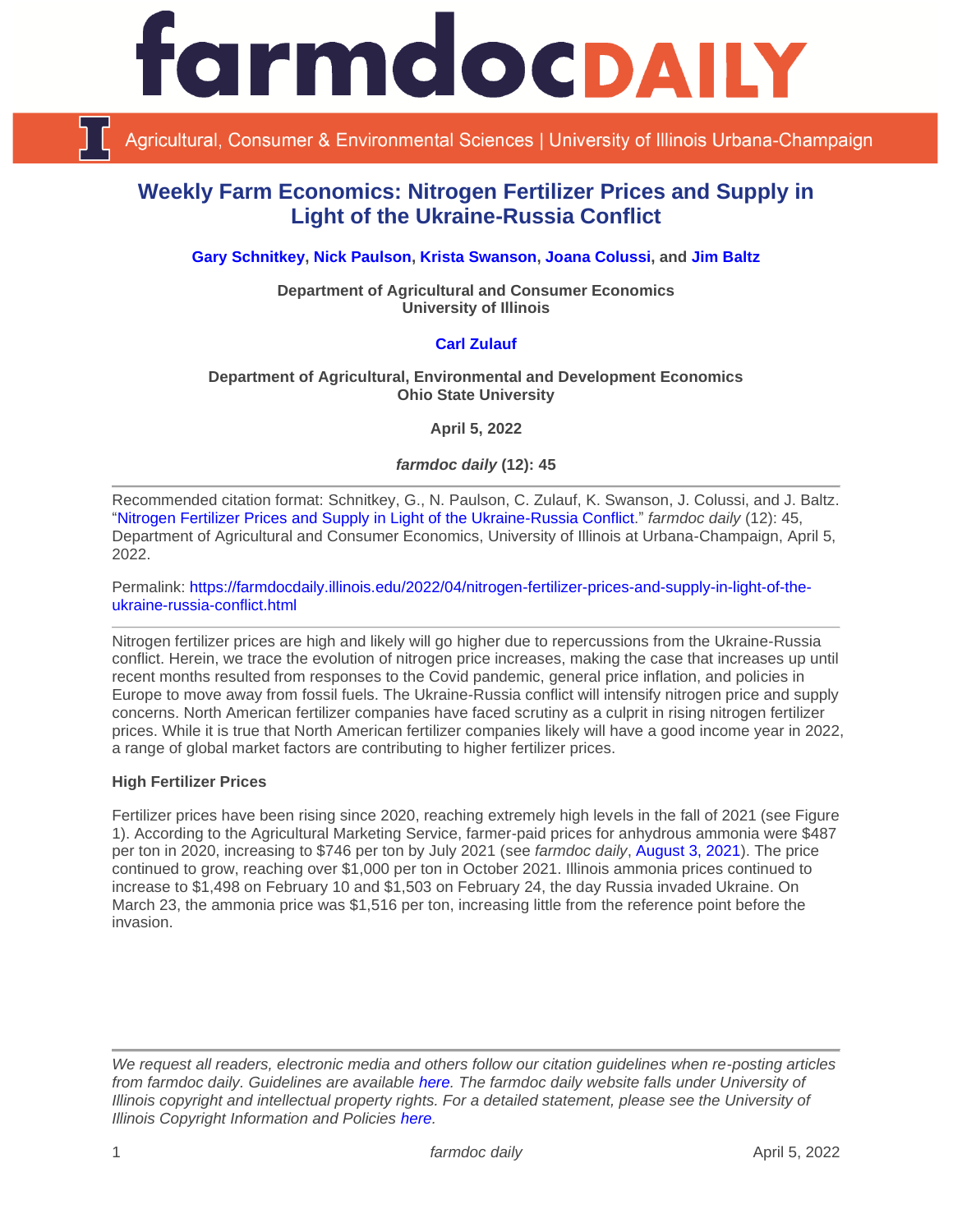# Weekly Farm Economics: Nitrogen Fertilizer Prices and Supply in Light of the Ukraine-Russia Conflict

**Gary Schnitkey, Nick Paulson, Krista Swanson, Joana Colussi, and Jim Baltz**

**Department of Agricultural and Consumer Economics**
**University of Illinois**

**Carl Zulauf**

**Department of Agricultural, Environmental and Development Economics**
**Ohio State University**

**April 5, 2022**

***farmdoc daily* (12): 45**

---

Recommended citation format: Schnitkey, G., N. Paulson, C. Zulauf, K. Swanson, J. Colussi, and J. Baltz. "Nitrogen Fertilizer Prices and Supply in Light of the Ukraine-Russia Conflict." *farmdoc daily* (12): 45, Department of Agricultural and Consumer Economics, University of Illinois at Urbana-Champaign, April 5, 2022.

Permalink: https://farmdocdaily.illinois.edu/2022/04/nitrogen-fertilizer-prices-and-supply-in-light-of-the-ukraine-russia-conflict.html

---

Nitrogen fertilizer prices are high and likely will go higher due to repercussions from the Ukraine-Russia conflict. Herein, we trace the evolution of nitrogen price increases, making the case that increases up until recent months resulted from responses to the Covid pandemic, general price inflation, and policies in Europe to move away from fossil fuels. The Ukraine-Russia conflict will intensify nitrogen price and supply concerns. North American fertilizer companies have faced scrutiny as a culprit in rising nitrogen fertilizer prices. While it is true that North American fertilizer companies likely will have a good income year in 2022, a range of global market factors are contributing to higher fertilizer prices.

**High Fertilizer Prices**

Fertilizer prices have been rising since 2020, reaching extremely high levels in the fall of 2021 (see Figure 1). According to the Agricultural Marketing Service, farmer-paid prices for anhydrous ammonia were $487 per ton in 2020, increasing to $746 per ton by July 2021 (see *farmdoc daily*, August 3, 2021). The price continued to grow, reaching over $1,000 per ton in October 2021. Illinois ammonia prices continued to increase to $1,498 on February 10 and $1,503 on February 24, the day Russia invaded Ukraine. On March 23, the ammonia price was $1,516 per ton, increasing little from the reference point before the invasion.

---

*We request all readers, electronic media and others follow our citation guidelines when re-posting articles from farmdoc daily. Guidelines are available here. The farmdoc daily website falls under University of Illinois copyright and intellectual property rights. For a detailed statement, please see the University of Illinois Copyright Information and Policies here.*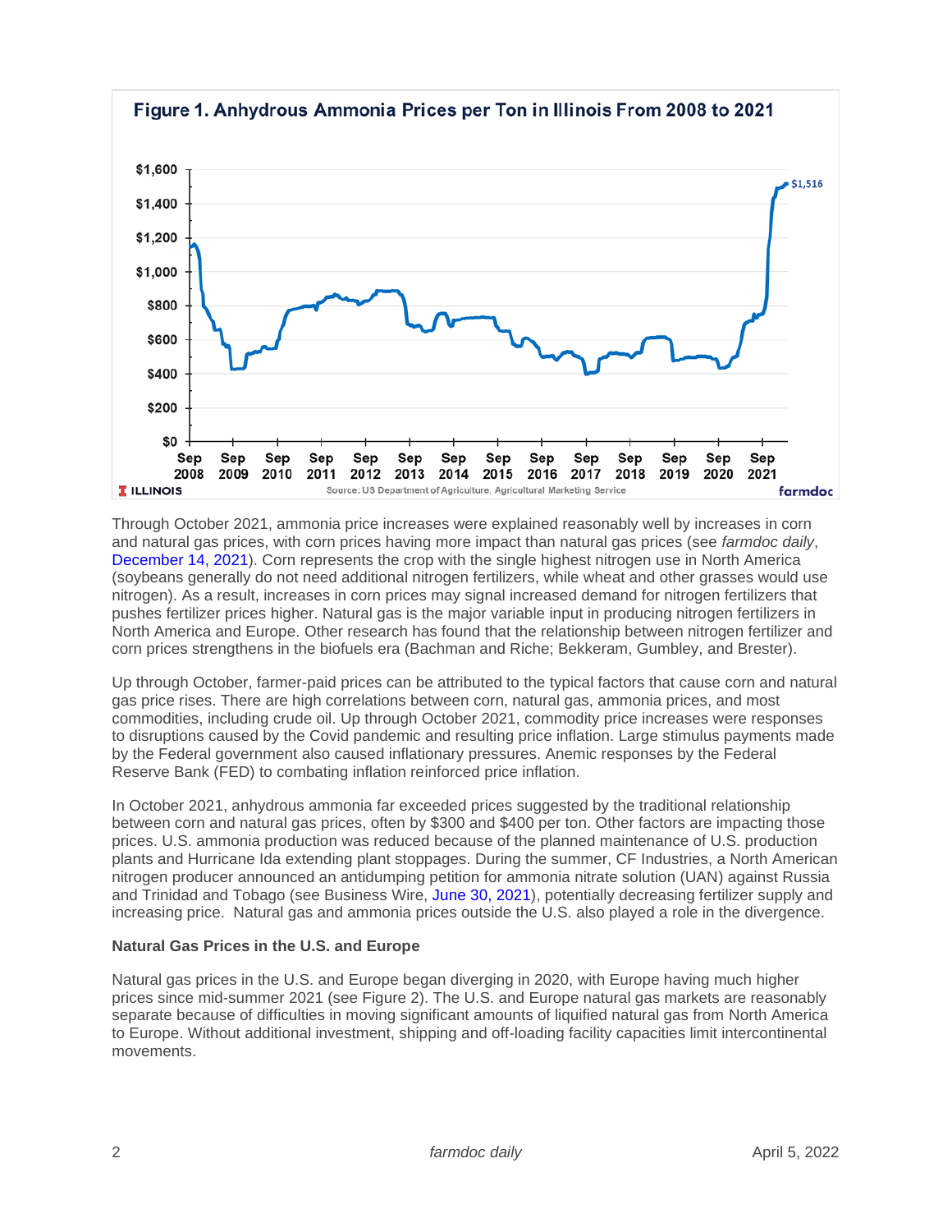**Figure 1. Anhydrous Ammonia Prices per Ton in Illinois From 2008 to 2021**

Source: US Department of Agriculture, Agricultural Marketing Service

Through October 2021, ammonia price increases were explained reasonably well by increases in corn and natural gas prices, with corn prices having more impact than natural gas prices (see *farmdoc daily*, December 14, 2021). Corn represents the crop with the single highest nitrogen use in North America (soybeans generally do not need additional nitrogen fertilizers, while wheat and other grasses would use nitrogen). As a result, increases in corn prices may signal increased demand for nitrogen fertilizers that pushes fertilizer prices higher. Natural gas is the major variable input in producing nitrogen fertilizers in North America and Europe. Other research has found that the relationship between nitrogen fertilizer and corn prices strengthens in the biofuels era (Bachman and Riche; Bekkeram, Gumbley, and Brester).

Up through October, farmer-paid prices can be attributed to the typical factors that cause corn and natural gas price rises. There are high correlations between corn, natural gas, ammonia prices, and most commodities, including crude oil. Up through October 2021, commodity price increases were responses to disruptions caused by the Covid pandemic and resulting price inflation. Large stimulus payments made by the Federal government also caused inflationary pressures. Anemic responses by the Federal Reserve Bank (FED) to combating inflation reinforced price inflation.

In October 2021, anhydrous ammonia far exceeded prices suggested by the traditional relationship between corn and natural gas prices, often by $300 and $400 per ton. Other factors are impacting those prices. U.S. ammonia production was reduced because of the planned maintenance of U.S. production plants and Hurricane Ida extending plant stoppages. During the summer, CF Industries, a North American nitrogen producer announced an antidumping petition for ammonia nitrate solution (UAN) against Russia and Trinidad and Tobago (see Business Wire, June 30, 2021), potentially decreasing fertilizer supply and increasing price. Natural gas and ammonia prices outside the U.S. also played a role in the divergence.

**Natural Gas Prices in the U.S. and Europe**

Natural gas prices in the U.S. and Europe began diverging in 2020, with Europe having much higher prices since mid-summer 2021 (see Figure 2). The U.S. and Europe natural gas markets are reasonably separate because of difficulties in moving significant amounts of liquified natural gas from North America to Europe. Without additional investment, shipping and off-loading facility capacities limit intercontinental movements.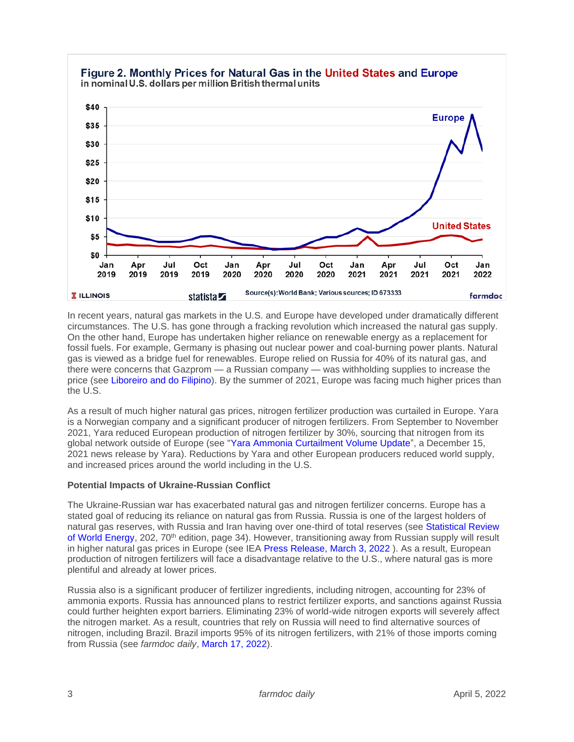**Figure 2. Monthly Prices for Natural Gas in the United States and Europe**
in nominal U.S. dollars per million British thermal units

Source(s): World Bank; Various sources; ID 673333

In recent years, natural gas markets in the U.S. and Europe have developed under dramatically different circumstances. The U.S. has gone through a fracking revolution which increased the natural gas supply. On the other hand, Europe has undertaken higher reliance on renewable energy as a replacement for fossil fuels. For example, Germany is phasing out nuclear power and coal-burning power plants. Natural gas is viewed as a bridge fuel for renewables. Europe relied on Russia for 40% of its natural gas, and there were concerns that Gazprom — a Russian company — was withholding supplies to increase the price (see Liboreiro and do Filipino). By the summer of 2021, Europe was facing much higher prices than the U.S.

As a result of much higher natural gas prices, nitrogen fertilizer production was curtailed in Europe. Yara is a Norwegian company and a significant producer of nitrogen fertilizers. From September to November 2021, Yara reduced European production of nitrogen fertilizer by 30%, sourcing that nitrogen from its global network outside of Europe (see "Yara Ammonia Curtailment Volume Update", a December 15, 2021 news release by Yara). Reductions by Yara and other European producers reduced world supply, and increased prices around the world including in the U.S.

**Potential Impacts of Ukraine-Russian Conflict**

The Ukraine-Russian war has exacerbated natural gas and nitrogen fertilizer concerns. Europe has a stated goal of reducing its reliance on natural gas from Russia. Russia is one of the largest holders of natural gas reserves, with Russia and Iran having over one-third of total reserves (see Statistical Review of World Energy, 202, 70th edition, page 34). However, transitioning away from Russian supply will result in higher natural gas prices in Europe (see IEA Press Release, March 3, 2022 ). As a result, European production of nitrogen fertilizers will face a disadvantage relative to the U.S., where natural gas is more plentiful and already at lower prices.

Russia also is a significant producer of fertilizer ingredients, including nitrogen, accounting for 23% of ammonia exports. Russia has announced plans to restrict fertilizer exports, and sanctions against Russia could further heighten export barriers. Eliminating 23% of world-wide nitrogen exports will severely affect the nitrogen market. As a result, countries that rely on Russia will need to find alternative sources of nitrogen, including Brazil. Brazil imports 95% of its nitrogen fertilizers, with 21% of those imports coming from Russia (see *farmdoc daily*, March 17, 2022).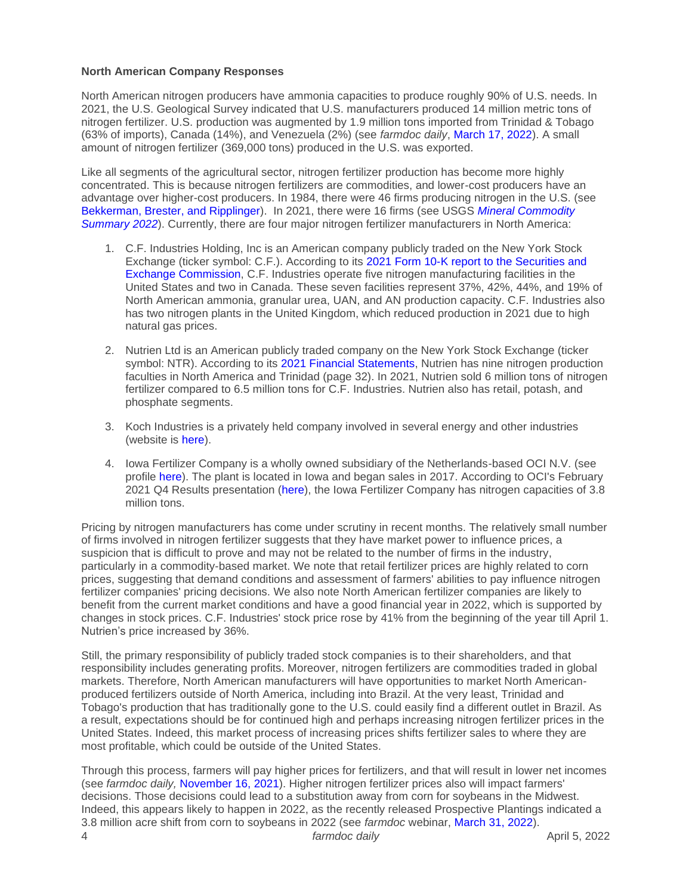**North American Company Responses**

North American nitrogen producers have ammonia capacities to produce roughly 90% of U.S. needs. In 2021, the U.S. Geological Survey indicated that U.S. manufacturers produced 14 million metric tons of nitrogen fertilizer. U.S. production was augmented by 1.9 million tons imported from Trinidad & Tobago (63% of imports), Canada (14%), and Venezuela (2%) (see *farmdoc daily*, March 17, 2022). A small amount of nitrogen fertilizer (369,000 tons) produced in the U.S. was exported.

Like all segments of the agricultural sector, nitrogen fertilizer production has become more highly concentrated. This is because nitrogen fertilizers are commodities, and lower-cost producers have an advantage over higher-cost producers. In 1984, there were 46 firms producing nitrogen in the U.S. (see Bekkerman, Brester, and Ripplinger). In 2021, there were 16 firms (see USGS *Mineral Commodity Summary 2022*). Currently, there are four major nitrogen fertilizer manufacturers in North America:

1. C.F. Industries Holding, Inc is an American company publicly traded on the New York Stock Exchange (ticker symbol: C.F.). According to its 2021 Form 10-K report to the Securities and Exchange Commission, C.F. Industries operate five nitrogen manufacturing facilities in the United States and two in Canada. These seven facilities represent 37%, 42%, 44%, and 19% of North American ammonia, granular urea, UAN, and AN production capacity. C.F. Industries also has two nitrogen plants in the United Kingdom, which reduced production in 2021 due to high natural gas prices.

2. Nutrien Ltd is an American publicly traded company on the New York Stock Exchange (ticker symbol: NTR). According to its 2021 Financial Statements, Nutrien has nine nitrogen production faculties in North America and Trinidad (page 32). In 2021, Nutrien sold 6 million tons of nitrogen fertilizer compared to 6.5 million tons for C.F. Industries. Nutrien also has retail, potash, and phosphate segments.

3. Koch Industries is a privately held company involved in several energy and other industries (website is here).

4. Iowa Fertilizer Company is a wholly owned subsidiary of the Netherlands-based OCI N.V. (see profile here). The plant is located in Iowa and began sales in 2017. According to OCI's February 2021 Q4 Results presentation (here), the Iowa Fertilizer Company has nitrogen capacities of 3.8 million tons.

Pricing by nitrogen manufacturers has come under scrutiny in recent months. The relatively small number of firms involved in nitrogen fertilizer suggests that they have market power to influence prices, a suspicion that is difficult to prove and may not be related to the number of firms in the industry, particularly in a commodity-based market. We note that retail fertilizer prices are highly related to corn prices, suggesting that demand conditions and assessment of farmers' abilities to pay influence nitrogen fertilizer companies' pricing decisions. We also note North American fertilizer companies are likely to benefit from the current market conditions and have a good financial year in 2022, which is supported by changes in stock prices. C.F. Industries' stock price rose by 41% from the beginning of the year till April 1. Nutrien's price increased by 36%.

Still, the primary responsibility of publicly traded stock companies is to their shareholders, and that responsibility includes generating profits. Moreover, nitrogen fertilizers are commodities traded in global markets. Therefore, North American manufacturers will have opportunities to market North American-produced fertilizers outside of North America, including into Brazil. At the very least, Trinidad and Tobago's production that has traditionally gone to the U.S. could easily find a different outlet in Brazil. As a result, expectations should be for continued high and perhaps increasing nitrogen fertilizer prices in the United States. Indeed, this market process of increasing prices shifts fertilizer sales to where they are most profitable, which could be outside of the United States.

Through this process, farmers will pay higher prices for fertilizers, and that will result in lower net incomes (see *farmdoc daily,* November 16, 2021). Higher nitrogen fertilizer prices also will impact farmers' decisions. Those decisions could lead to a substitution away from corn for soybeans in the Midwest. Indeed, this appears likely to happen in 2022, as the recently released Prospective Plantings indicated a 3.8 million acre shift from corn to soybeans in 2022 (see *farmdoc* webinar, March 31, 2022).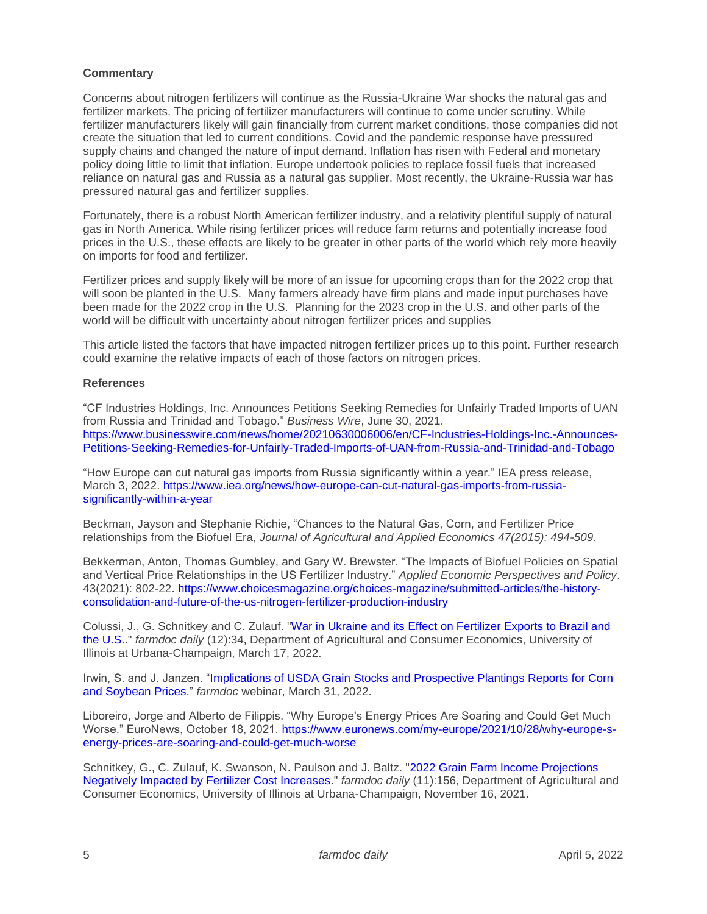**Commentary**

Concerns about nitrogen fertilizers will continue as the Russia-Ukraine War shocks the natural gas and fertilizer markets. The pricing of fertilizer manufacturers will continue to come under scrutiny. While fertilizer manufacturers likely will gain financially from current market conditions, those companies did not create the situation that led to current conditions. Covid and the pandemic response have pressured supply chains and changed the nature of input demand. Inflation has risen with Federal and monetary policy doing little to limit that inflation. Europe undertook policies to replace fossil fuels that increased reliance on natural gas and Russia as a natural gas supplier. Most recently, the Ukraine-Russia war has pressured natural gas and fertilizer supplies.

Fortunately, there is a robust North American fertilizer industry, and a relativity plentiful supply of natural gas in North America. While rising fertilizer prices will reduce farm returns and potentially increase food prices in the U.S., these effects are likely to be greater in other parts of the world which rely more heavily on imports for food and fertilizer.

Fertilizer prices and supply likely will be more of an issue for upcoming crops than for the 2022 crop that will soon be planted in the U.S. Many farmers already have firm plans and made input purchases have been made for the 2022 crop in the U.S. Planning for the 2023 crop in the U.S. and other parts of the world will be difficult with uncertainty about nitrogen fertilizer prices and supplies

This article listed the factors that have impacted nitrogen fertilizer prices up to this point. Further research could examine the relative impacts of each of those factors on nitrogen prices.

**References**

"CF Industries Holdings, Inc. Announces Petitions Seeking Remedies for Unfairly Traded Imports of UAN from Russia and Trinidad and Tobago." *Business Wire*, June 30, 2021. https://www.businesswire.com/news/home/20210630006006/en/CF-Industries-Holdings-Inc.-Announces-Petitions-Seeking-Remedies-for-Unfairly-Traded-Imports-of-UAN-from-Russia-and-Trinidad-and-Tobago

"How Europe can cut natural gas imports from Russia significantly within a year." IEA press release, March 3, 2022. https://www.iea.org/news/how-europe-can-cut-natural-gas-imports-from-russia-significantly-within-a-year

Beckman, Jayson and Stephanie Richie, "Chances to the Natural Gas, Corn, and Fertilizer Price relationships from the Biofuel Era, *Journal of Agricultural and Applied Economics 47(2015): 494-509.*

Bekkerman, Anton, Thomas Gumbley, and Gary W. Brewster. "The Impacts of Biofuel Policies on Spatial and Vertical Price Relationships in the US Fertilizer Industry." *Applied Economic Perspectives and Policy*. 43(2021): 802-22. https://www.choicesmagazine.org/choices-magazine/submitted-articles/the-history-consolidation-and-future-of-the-us-nitrogen-fertilizer-production-industry

Colussi, J., G. Schnitkey and C. Zulauf. "War in Ukraine and its Effect on Fertilizer Exports to Brazil and the U.S.." *farmdoc daily* (12):34, Department of Agricultural and Consumer Economics, University of Illinois at Urbana-Champaign, March 17, 2022.

Irwin, S. and J. Janzen. "Implications of USDA Grain Stocks and Prospective Plantings Reports for Corn and Soybean Prices." *farmdoc* webinar, March 31, 2022.

Liboreiro, Jorge and Alberto de Filippis. "Why Europe's Energy Prices Are Soaring and Could Get Much Worse." EuroNews, October 18, 2021. https://www.euronews.com/my-europe/2021/10/28/why-europe-s-energy-prices-are-soaring-and-could-get-much-worse

Schnitkey, G., C. Zulauf, K. Swanson, N. Paulson and J. Baltz. "2022 Grain Farm Income Projections Negatively Impacted by Fertilizer Cost Increases." *farmdoc daily* (11):156, Department of Agricultural and Consumer Economics, University of Illinois at Urbana-Champaign, November 16, 2021.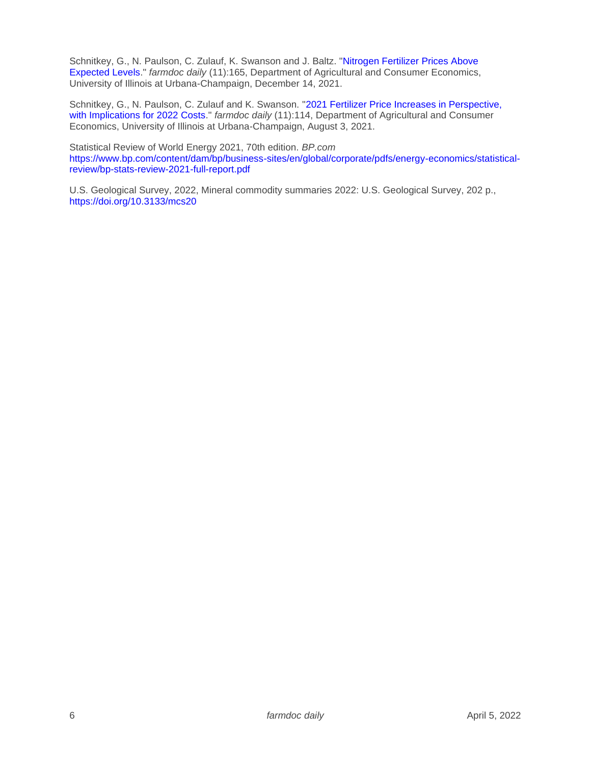Schnitkey, G., N. Paulson, C. Zulauf, K. Swanson and J. Baltz. "Nitrogen Fertilizer Prices Above Expected Levels." *farmdoc daily* (11):165, Department of Agricultural and Consumer Economics, University of Illinois at Urbana-Champaign, December 14, 2021.

Schnitkey, G., N. Paulson, C. Zulauf and K. Swanson. "2021 Fertilizer Price Increases in Perspective, with Implications for 2022 Costs." *farmdoc daily* (11):114, Department of Agricultural and Consumer Economics, University of Illinois at Urbana-Champaign, August 3, 2021.

Statistical Review of World Energy 2021, 70th edition. *BP.com* https://www.bp.com/content/dam/bp/business-sites/en/global/corporate/pdfs/energy-economics/statistical-review/bp-stats-review-2021-full-report.pdf

U.S. Geological Survey, 2022, Mineral commodity summaries 2022: U.S. Geological Survey, 202 p., https://doi.org/10.3133/mcs20